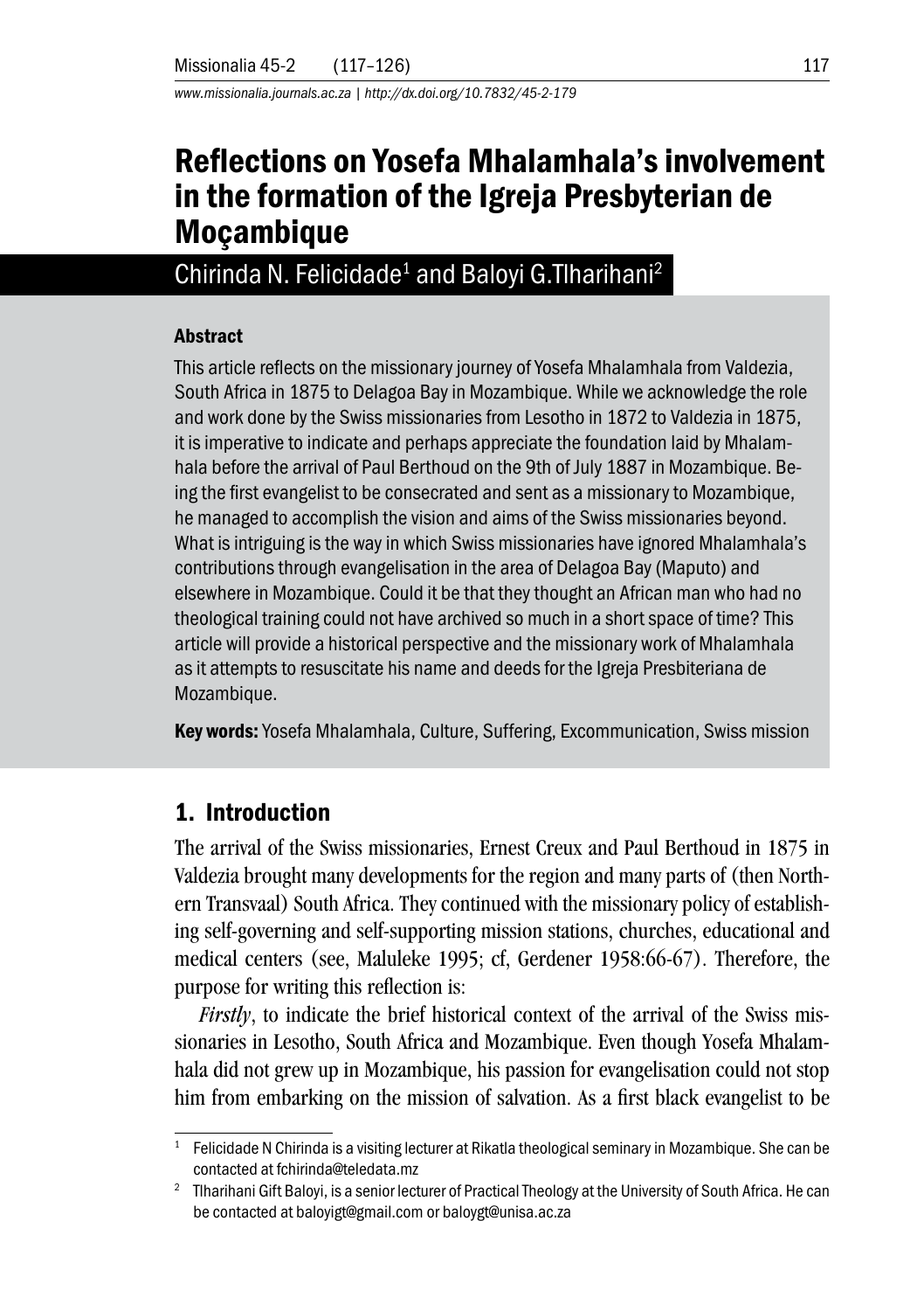# Reflections on Yosefa Mhalamhala's involvement in the formation of the Igreja Presbyterian de Moçambique

Chirinda N. Felicidade[1] and Baloyi G.Tlharihani[2]

### Abstract

This article reflects on the missionary journey of Yosefa Mhalamhala from Valdezia, South Africa in 1875 to Delagoa Bay in Mozambique. While we acknowledge the role and work done by the Swiss missionaries from Lesotho in 1872 to Valdezia in 1875, it is imperative to indicate and perhaps appreciate the foundation laid by Mhalamhala before the arrival of Paul Berthoud on the 9th of July 1887 in Mozambique. Being the first evangelist to be consecrated and sent as a missionary to Mozambique, he managed to accomplish the vision and aims of the Swiss missionaries beyond. What is intriguing is the way in which Swiss missionaries have ignored Mhalamhala's contributions through evangelisation in the area of Delagoa Bay (Maputo) and elsewhere in Mozambique. Could it be that they thought an African man who had no theological training could not have archived so much in a short space of time? This article will provide a historical perspective and the missionary work of Mhalamhala as it attempts to resuscitate his name and deeds for the Igreja Presbiteriana de Mozambique.

**Key words:** Yosefa Mhalamhala, Culture, Suffering, Excommunication, Swiss mission

## 1. Introduction

The arrival of the Swiss missionaries, Ernest Creux and Paul Berthoud in 1875 in Valdezia brought many developments for the region and many parts of (then Northern Transvaal) South Africa. They continued with the missionary policy of establishing self-governing and self-supporting mission stations, churches, educational and medical centers (see, Maluleke 1995; cf, Gerdener 1958:66-67). Therefore, the purpose for writing this reflection is:

*Firstly*, to indicate the brief historical context of the arrival of the Swiss missionaries in Lesotho, South Africa and Mozambique. Even though Yosefa Mhalamhala did not grew up in Mozambique, his passion for evangelisation could not stop him from embarking on the mission of salvation. As a first black evangelist to be

---

[1] Felicidade N Chirinda is a visiting lecturer at Rikatla theological seminary in Mozambique. She can be contacted at fchirinda@teledata.mz

[2] Tlharihani Gift Baloyi, is a senior lecturer of Practical Theology at the University of South Africa. He can be contacted at baloyigt@gmail.com or baloygt@unisa.ac.za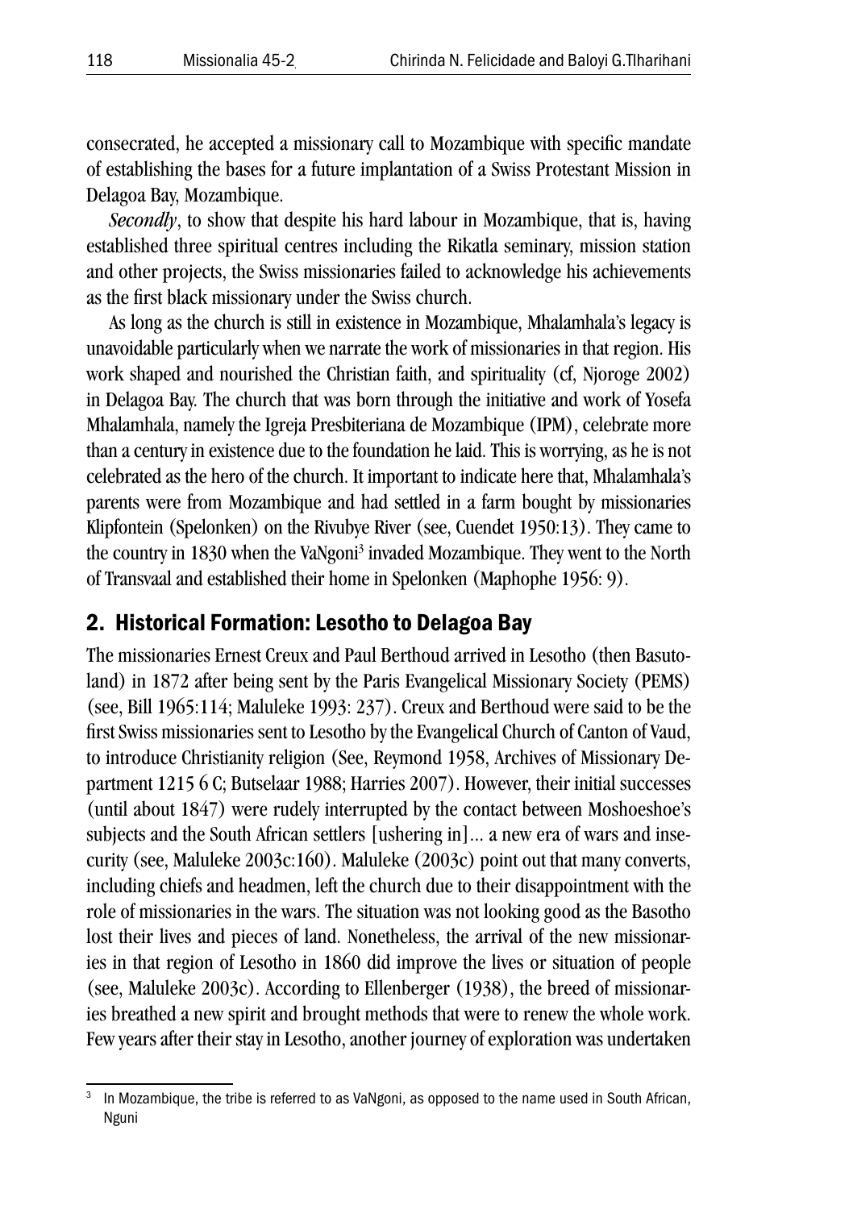consecrated, he accepted a missionary call to Mozambique with specific mandate of establishing the bases for a future implantation of a Swiss Protestant Mission in Delagoa Bay, Mozambique.

*Secondly*, to show that despite his hard labour in Mozambique, that is, having established three spiritual centres including the Rikatla seminary, mission station and other projects, the Swiss missionaries failed to acknowledge his achievements as the first black missionary under the Swiss church.

As long as the church is still in existence in Mozambique, Mhalamhala's legacy is unavoidable particularly when we narrate the work of missionaries in that region. His work shaped and nourished the Christian faith, and spirituality (cf, Njoroge 2002) in Delagoa Bay. The church that was born through the initiative and work of Yosefa Mhalamhala, namely the Igreja Presbiteriana de Mozambique (IPM), celebrate more than a century in existence due to the foundation he laid. This is worrying, as he is not celebrated as the hero of the church. It important to indicate here that, Mhalamhala's parents were from Mozambique and had settled in a farm bought by missionaries Klipfontein (Spelonken) on the Rivubye River (see, Cuendet 1950:13). They came to the country in 1830 when the VaNgoni[3] invaded Mozambique. They went to the North of Transvaal and established their home in Spelonken (Maphophe 1956: 9).

## 2. Historical Formation: Lesotho to Delagoa Bay

The missionaries Ernest Creux and Paul Berthoud arrived in Lesotho (then Basutoland) in 1872 after being sent by the Paris Evangelical Missionary Society (PEMS) (see, Bill 1965:114; Maluleke 1993: 237). Creux and Berthoud were said to be the first Swiss missionaries sent to Lesotho by the Evangelical Church of Canton of Vaud, to introduce Christianity religion (See, Reymond 1958, Archives of Missionary Department 1215 6 C; Butselaar 1988; Harries 2007). However, their initial successes (until about 1847) were rudely interrupted by the contact between Moshoeshoe's subjects and the South African settlers [ushering in]... a new era of wars and insecurity (see, Maluleke 2003c:160). Maluleke (2003c) point out that many converts, including chiefs and headmen, left the church due to their disappointment with the role of missionaries in the wars. The situation was not looking good as the Basotho lost their lives and pieces of land. Nonetheless, the arrival of the new missionaries in that region of Lesotho in 1860 did improve the lives or situation of people (see, Maluleke 2003c). According to Ellenberger (1938), the breed of missionaries breathed a new spirit and brought methods that were to renew the whole work. Few years after their stay in Lesotho, another journey of exploration was undertaken

---

[3] In Mozambique, the tribe is referred to as VaNgoni, as opposed to the name used in South African, Nguni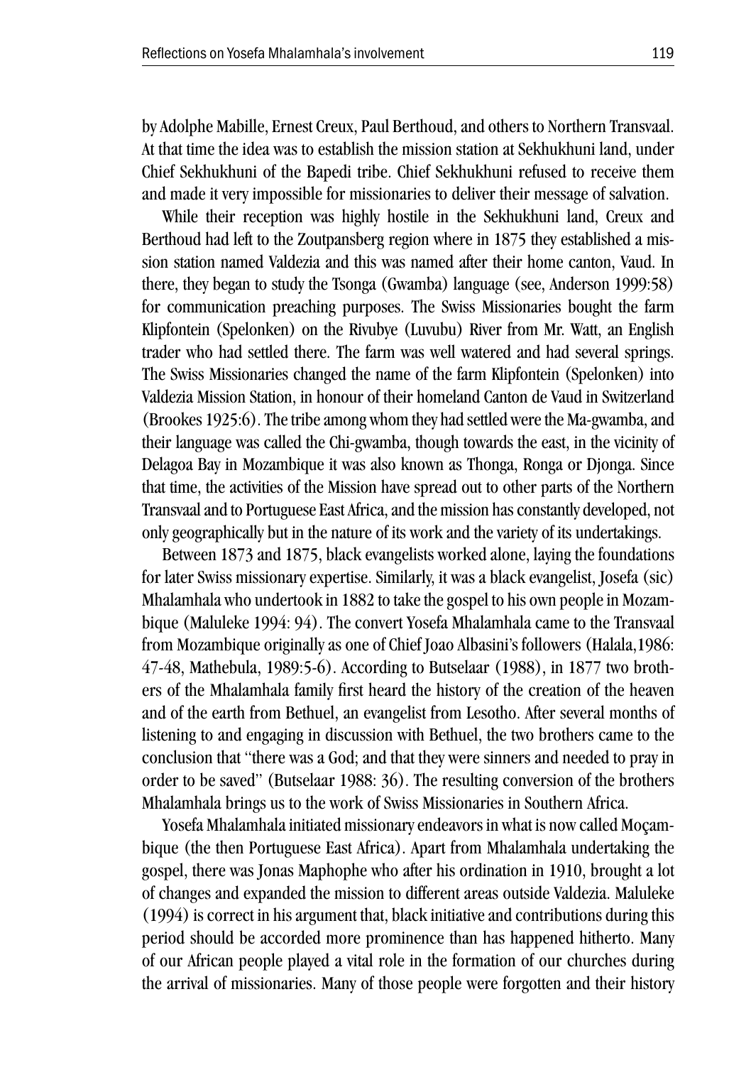by Adolphe Mabille, Ernest Creux, Paul Berthoud, and others to Northern Transvaal. At that time the idea was to establish the mission station at Sekhukhuni land, under Chief Sekhukhuni of the Bapedi tribe. Chief Sekhukhuni refused to receive them and made it very impossible for missionaries to deliver their message of salvation.

While their reception was highly hostile in the Sekhukhuni land, Creux and Berthoud had left to the Zoutpansberg region where in 1875 they established a mission station named Valdezia and this was named after their home canton, Vaud. In there, they began to study the Tsonga (Gwamba) language (see, Anderson 1999:58) for communication preaching purposes. The Swiss Missionaries bought the farm Klipfontein (Spelonken) on the Rivubye (Luvubu) River from Mr. Watt, an English trader who had settled there. The farm was well watered and had several springs. The Swiss Missionaries changed the name of the farm Klipfontein (Spelonken) into Valdezia Mission Station, in honour of their homeland Canton de Vaud in Switzerland (Brookes 1925:6). The tribe among whom they had settled were the Ma-gwamba, and their language was called the Chi-gwamba, though towards the east, in the vicinity of Delagoa Bay in Mozambique it was also known as Thonga, Ronga or Djonga. Since that time, the activities of the Mission have spread out to other parts of the Northern Transvaal and to Portuguese East Africa, and the mission has constantly developed, not only geographically but in the nature of its work and the variety of its undertakings.

Between 1873 and 1875, black evangelists worked alone, laying the foundations for later Swiss missionary expertise. Similarly, it was a black evangelist, Josefa (sic) Mhalamhala who undertook in 1882 to take the gospel to his own people in Mozambique (Maluleke 1994: 94). The convert Yosefa Mhalamhala came to the Transvaal from Mozambique originally as one of Chief Joao Albasini's followers (Halala,1986: 47-48, Mathebula, 1989:5-6). According to Butselaar (1988), in 1877 two brothers of the Mhalamhala family first heard the history of the creation of the heaven and of the earth from Bethuel, an evangelist from Lesotho. After several months of listening to and engaging in discussion with Bethuel, the two brothers came to the conclusion that "there was a God; and that they were sinners and needed to pray in order to be saved" (Butselaar 1988: 36). The resulting conversion of the brothers Mhalamhala brings us to the work of Swiss Missionaries in Southern Africa.

Yosefa Mhalamhala initiated missionary endeavors in what is now called Moçambique (the then Portuguese East Africa). Apart from Mhalamhala undertaking the gospel, there was Jonas Maphophe who after his ordination in 1910, brought a lot of changes and expanded the mission to different areas outside Valdezia. Maluleke (1994) is correct in his argument that, black initiative and contributions during this period should be accorded more prominence than has happened hitherto. Many of our African people played a vital role in the formation of our churches during the arrival of missionaries. Many of those people were forgotten and their history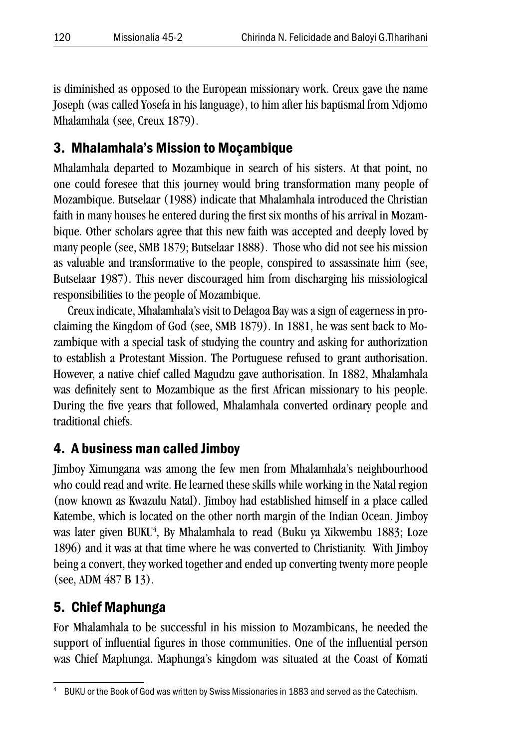is diminished as opposed to the European missionary work. Creux gave the name Joseph (was called Yosefa in his language), to him after his baptismal from Ndjomo Mhalamhala (see, Creux 1879).

## 3. Mhalamhala's Mission to Moçambique

Mhalamhala departed to Mozambique in search of his sisters. At that point, no one could foresee that this journey would bring transformation many people of Mozambique. Butselaar (1988) indicate that Mhalamhala introduced the Christian faith in many houses he entered during the first six months of his arrival in Mozambique. Other scholars agree that this new faith was accepted and deeply loved by many people (see, SMB 1879; Butselaar 1888). Those who did not see his mission as valuable and transformative to the people, conspired to assassinate him (see, Butselaar 1987). This never discouraged him from discharging his missiological responsibilities to the people of Mozambique.

Creux indicate, Mhalamhala's visit to Delagoa Bay was a sign of eagerness in proclaiming the Kingdom of God (see, SMB 1879). In 1881, he was sent back to Mozambique with a special task of studying the country and asking for authorization to establish a Protestant Mission. The Portuguese refused to grant authorisation. However, a native chief called Magudzu gave authorisation. In 1882, Mhalamhala was definitely sent to Mozambique as the first African missionary to his people. During the five years that followed, Mhalamhala converted ordinary people and traditional chiefs.

## 4. A business man called Jimboy

Jimboy Ximungana was among the few men from Mhalamhala's neighbourhood who could read and write. He learned these skills while working in the Natal region (now known as Kwazulu Natal). Jimboy had established himself in a place called Katembe, which is located on the other north margin of the Indian Ocean. Jimboy was later given BUKU[4], By Mhalamhala to read (Buku ya Xikwembu 1883; Loze 1896) and it was at that time where he was converted to Christianity. With Jimboy being a convert, they worked together and ended up converting twenty more people (see, ADM 487 B 13).

## 5. Chief Maphunga

For Mhalamhala to be successful in his mission to Mozambicans, he needed the support of influential figures in those communities. One of the influential person was Chief Maphunga. Maphunga's kingdom was situated at the Coast of Komati

[4] BUKU or the Book of God was written by Swiss Missionaries in 1883 and served as the Catechism.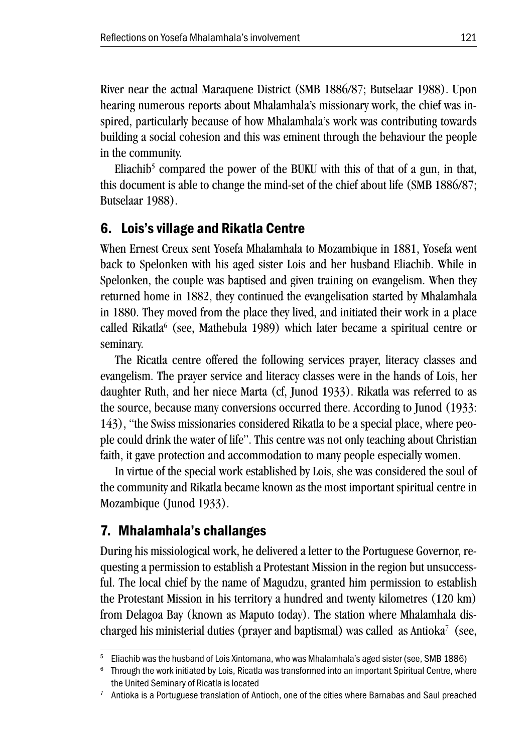River near the actual Maraquene District (SMB 1886/87; Butselaar 1988). Upon hearing numerous reports about Mhalamhala's missionary work, the chief was inspired, particularly because of how Mhalamhala's work was contributing towards building a social cohesion and this was eminent through the behaviour the people in the community.

Eliachib[5] compared the power of the BUKU with this of that of a gun, in that, this document is able to change the mind-set of the chief about life (SMB 1886/87; Butselaar 1988).

## 6. Lois's village and Rikatla Centre

When Ernest Creux sent Yosefa Mhalamhala to Mozambique in 1881, Yosefa went back to Spelonken with his aged sister Lois and her husband Eliachib. While in Spelonken, the couple was baptised and given training on evangelism. When they returned home in 1882, they continued the evangelisation started by Mhalamhala in 1880. They moved from the place they lived, and initiated their work in a place called Rikatla[6] (see, Mathebula 1989) which later became a spiritual centre or seminary.

The Ricatla centre offered the following services prayer, literacy classes and evangelism. The prayer service and literacy classes were in the hands of Lois, her daughter Ruth, and her niece Marta (cf, Junod 1933). Rikatla was referred to as the source, because many conversions occurred there. According to Junod (1933: 143), "the Swiss missionaries considered Rikatla to be a special place, where people could drink the water of life". This centre was not only teaching about Christian faith, it gave protection and accommodation to many people especially women.

In virtue of the special work established by Lois, she was considered the soul of the community and Rikatla became known as the most important spiritual centre in Mozambique (Junod 1933).

## 7. Mhalamhala's challanges

During his missiological work, he delivered a letter to the Portuguese Governor, requesting a permission to establish a Protestant Mission in the region but unsuccessful. The local chief by the name of Magudzu, granted him permission to establish the Protestant Mission in his territory a hundred and twenty kilometres (120 km) from Delagoa Bay (known as Maputo today). The station where Mhalamhala discharged his ministerial duties (prayer and baptismal) was called as Antioka[7] (see,

---

[5] Eliachib was the husband of Lois Xintomana, who was Mhalamhala's aged sister (see, SMB 1886)

[6] Through the work initiated by Lois, Ricatla was transformed into an important Spiritual Centre, where the United Seminary of Ricatla is located

[7] Antioka is a Portuguese translation of Antioch, one of the cities where Barnabas and Saul preached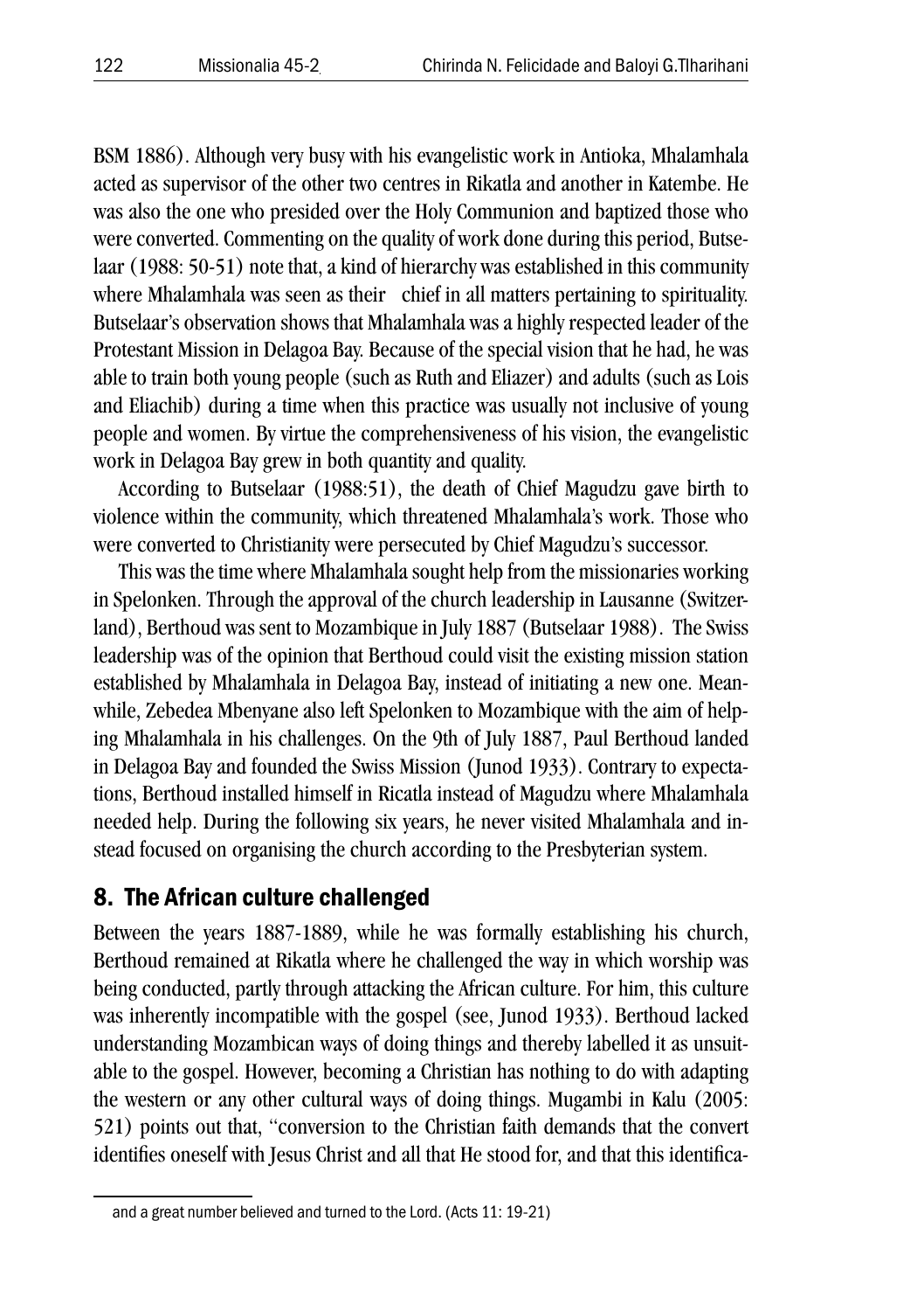BSM 1886). Although very busy with his evangelistic work in Antioka, Mhalamhala acted as supervisor of the other two centres in Rikatla and another in Katembe. He was also the one who presided over the Holy Communion and baptized those who were converted. Commenting on the quality of work done during this period, Butselaar (1988: 50-51) note that, a kind of hierarchy was established in this community where Mhalamhala was seen as their chief in all matters pertaining to spirituality. Butselaar's observation shows that Mhalamhala was a highly respected leader of the Protestant Mission in Delagoa Bay. Because of the special vision that he had, he was able to train both young people (such as Ruth and Eliazer) and adults (such as Lois and Eliachib) during a time when this practice was usually not inclusive of young people and women. By virtue the comprehensiveness of his vision, the evangelistic work in Delagoa Bay grew in both quantity and quality.

According to Butselaar (1988:51), the death of Chief Magudzu gave birth to violence within the community, which threatened Mhalamhala's work. Those who were converted to Christianity were persecuted by Chief Magudzu's successor.

This was the time where Mhalamhala sought help from the missionaries working in Spelonken. Through the approval of the church leadership in Lausanne (Switzerland), Berthoud was sent to Mozambique in July 1887 (Butselaar 1988). The Swiss leadership was of the opinion that Berthoud could visit the existing mission station established by Mhalamhala in Delagoa Bay, instead of initiating a new one. Meanwhile, Zebedea Mbenyane also left Spelonken to Mozambique with the aim of helping Mhalamhala in his challenges. On the 9th of July 1887, Paul Berthoud landed in Delagoa Bay and founded the Swiss Mission (Junod 1933). Contrary to expectations, Berthoud installed himself in Ricatla instead of Magudzu where Mhalamhala needed help. During the following six years, he never visited Mhalamhala and instead focused on organising the church according to the Presbyterian system.

## 8. The African culture challenged

Between the years 1887-1889, while he was formally establishing his church, Berthoud remained at Rikatla where he challenged the way in which worship was being conducted, partly through attacking the African culture. For him, this culture was inherently incompatible with the gospel (see, Junod 1933). Berthoud lacked understanding Mozambican ways of doing things and thereby labelled it as unsuitable to the gospel. However, becoming a Christian has nothing to do with adapting the western or any other cultural ways of doing things. Mugambi in Kalu (2005: 521) points out that, "conversion to the Christian faith demands that the convert identifies oneself with Jesus Christ and all that He stood for, and that this identifica-

---

and a great number believed and turned to the Lord. (Acts 11: 19-21)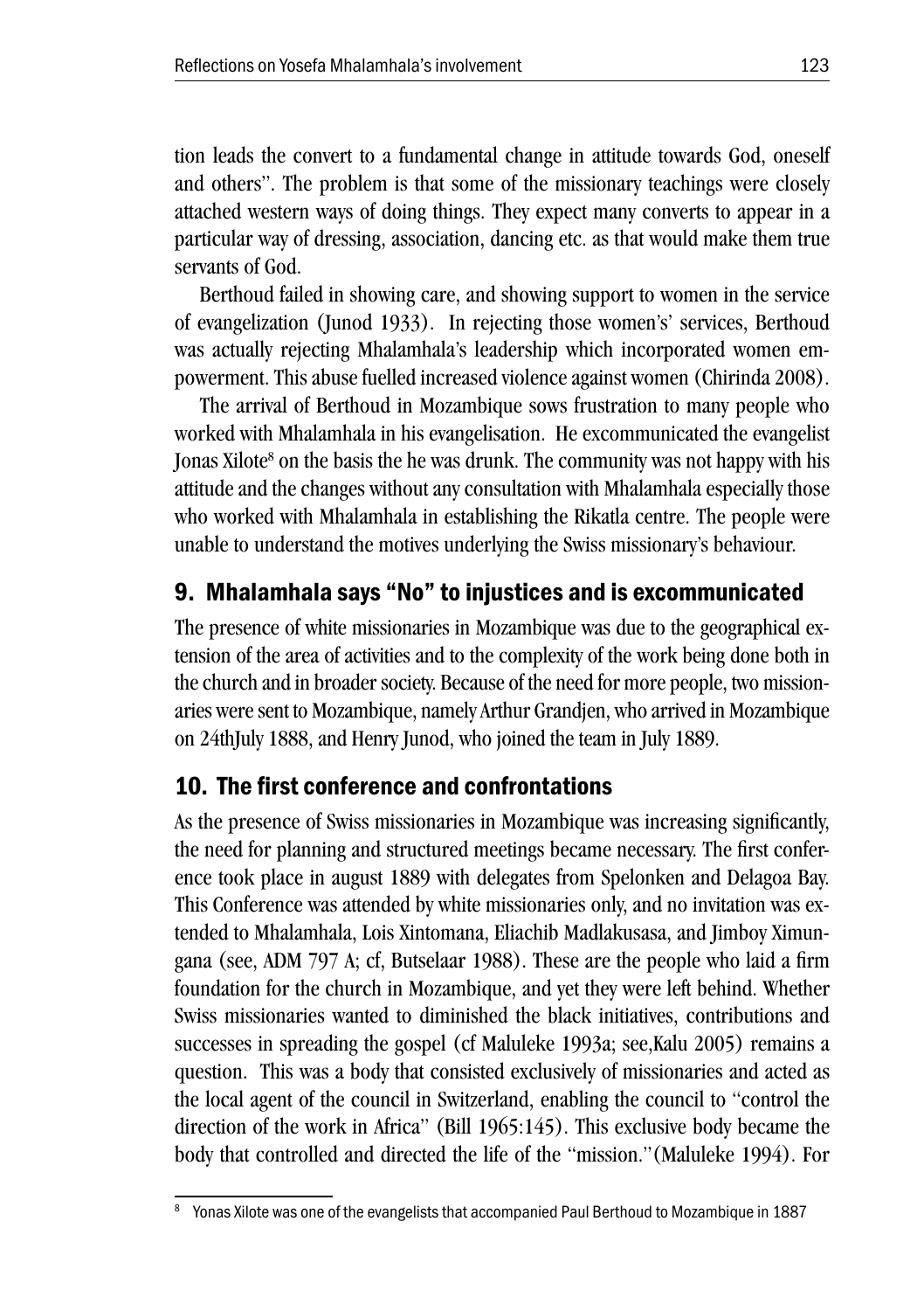tion leads the convert to a fundamental change in attitude towards God, oneself and others". The problem is that some of the missionary teachings were closely attached western ways of doing things. They expect many converts to appear in a particular way of dressing, association, dancing etc. as that would make them true servants of God.

Berthoud failed in showing care, and showing support to women in the service of evangelization (Junod 1933). In rejecting those women's' services, Berthoud was actually rejecting Mhalamhala's leadership which incorporated women empowerment. This abuse fuelled increased violence against women (Chirinda 2008).

The arrival of Berthoud in Mozambique sows frustration to many people who worked with Mhalamhala in his evangelisation. He excommunicated the evangelist Jonas Xilote[8] on the basis the he was drunk. The community was not happy with his attitude and the changes without any consultation with Mhalamhala especially those who worked with Mhalamhala in establishing the Rikatla centre. The people were unable to understand the motives underlying the Swiss missionary's behaviour.

## 9. Mhalamhala says "No" to injustices and is excommunicated

The presence of white missionaries in Mozambique was due to the geographical extension of the area of activities and to the complexity of the work being done both in the church and in broader society. Because of the need for more people, two missionaries were sent to Mozambique, namely Arthur Grandjen, who arrived in Mozambique on 24thJuly 1888, and Henry Junod, who joined the team in July 1889.

## 10. The first conference and confrontations

As the presence of Swiss missionaries in Mozambique was increasing significantly, the need for planning and structured meetings became necessary. The first conference took place in august 1889 with delegates from Spelonken and Delagoa Bay. This Conference was attended by white missionaries only, and no invitation was extended to Mhalamhala, Lois Xintomana, Eliachib Madlakusasa, and Jimboy Ximungana (see, ADM 797 A; cf, Butselaar 1988). These are the people who laid a firm foundation for the church in Mozambique, and yet they were left behind. Whether Swiss missionaries wanted to diminished the black initiatives, contributions and successes in spreading the gospel (cf Maluleke 1993a; see,Kalu 2005) remains a question. This was a body that consisted exclusively of missionaries and acted as the local agent of the council in Switzerland, enabling the council to "control the direction of the work in Africa" (Bill 1965:145). This exclusive body became the body that controlled and directed the life of the "mission."(Maluleke 1994). For

---

[8] Yonas Xilote was one of the evangelists that accompanied Paul Berthoud to Mozambique in 1887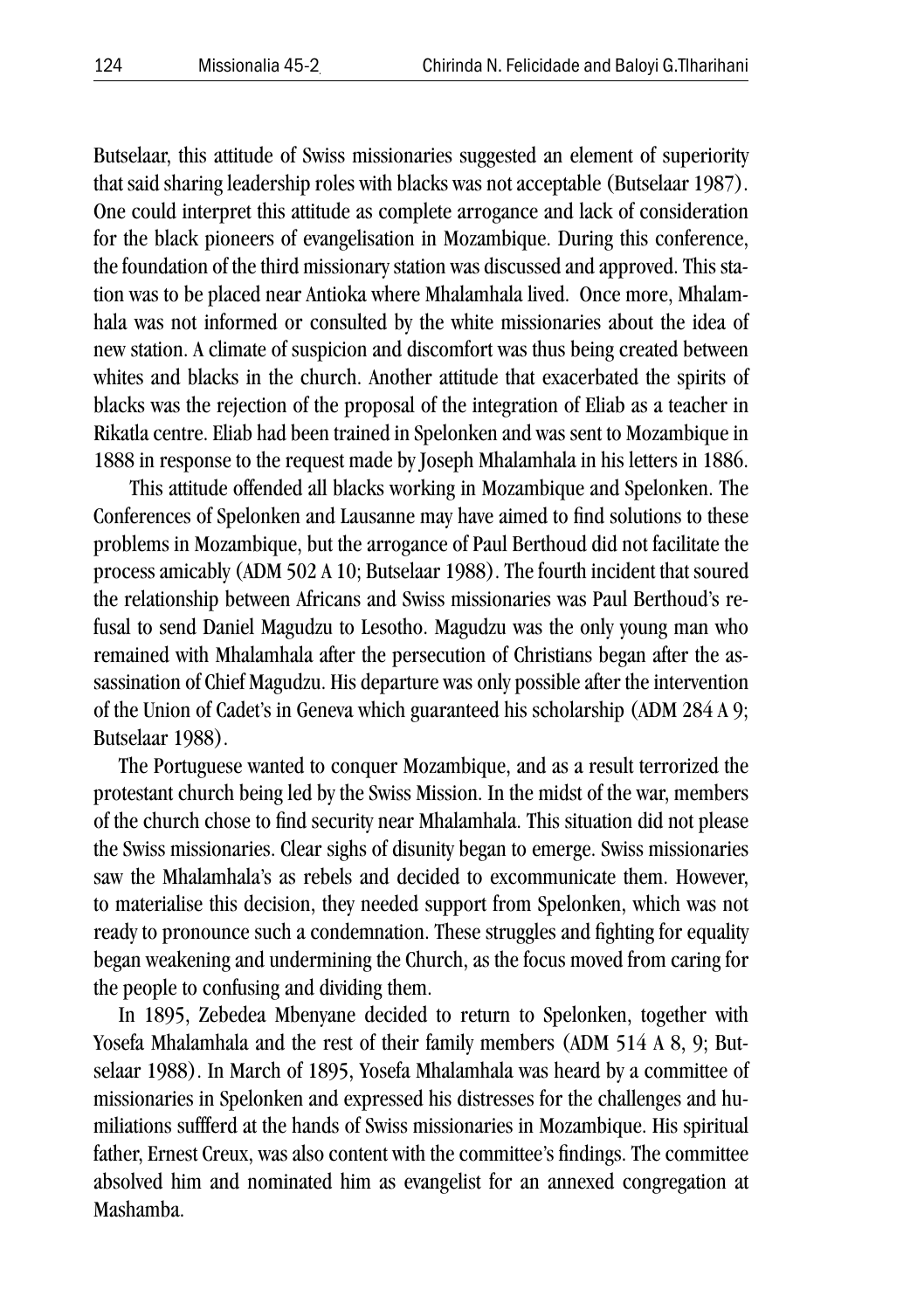Butselaar, this attitude of Swiss missionaries suggested an element of superiority that said sharing leadership roles with blacks was not acceptable (Butselaar 1987). One could interpret this attitude as complete arrogance and lack of consideration for the black pioneers of evangelisation in Mozambique. During this conference, the foundation of the third missionary station was discussed and approved. This station was to be placed near Antioka where Mhalamhala lived. Once more, Mhalamhala was not informed or consulted by the white missionaries about the idea of new station. A climate of suspicion and discomfort was thus being created between whites and blacks in the church. Another attitude that exacerbated the spirits of blacks was the rejection of the proposal of the integration of Eliab as a teacher in Rikatla centre. Eliab had been trained in Spelonken and was sent to Mozambique in 1888 in response to the request made by Joseph Mhalamhala in his letters in 1886.

This attitude offended all blacks working in Mozambique and Spelonken. The Conferences of Spelonken and Lausanne may have aimed to find solutions to these problems in Mozambique, but the arrogance of Paul Berthoud did not facilitate the process amicably (ADM 502 A 10; Butselaar 1988). The fourth incident that soured the relationship between Africans and Swiss missionaries was Paul Berthoud's refusal to send Daniel Magudzu to Lesotho. Magudzu was the only young man who remained with Mhalamhala after the persecution of Christians began after the assassination of Chief Magudzu. His departure was only possible after the intervention of the Union of Cadet's in Geneva which guaranteed his scholarship (ADM 284 A 9; Butselaar 1988).

The Portuguese wanted to conquer Mozambique, and as a result terrorized the protestant church being led by the Swiss Mission. In the midst of the war, members of the church chose to find security near Mhalamhala. This situation did not please the Swiss missionaries. Clear sighs of disunity began to emerge. Swiss missionaries saw the Mhalamhala's as rebels and decided to excommunicate them. However, to materialise this decision, they needed support from Spelonken, which was not ready to pronounce such a condemnation. These struggles and fighting for equality began weakening and undermining the Church, as the focus moved from caring for the people to confusing and dividing them.

In 1895, Zebedea Mbenyane decided to return to Spelonken, together with Yosefa Mhalamhala and the rest of their family members (ADM 514 A 8, 9; Butselaar 1988). In March of 1895, Yosefa Mhalamhala was heard by a committee of missionaries in Spelonken and expressed his distresses for the challenges and humiliations suffferd at the hands of Swiss missionaries in Mozambique. His spiritual father, Ernest Creux, was also content with the committee's findings. The committee absolved him and nominated him as evangelist for an annexed congregation at Mashamba.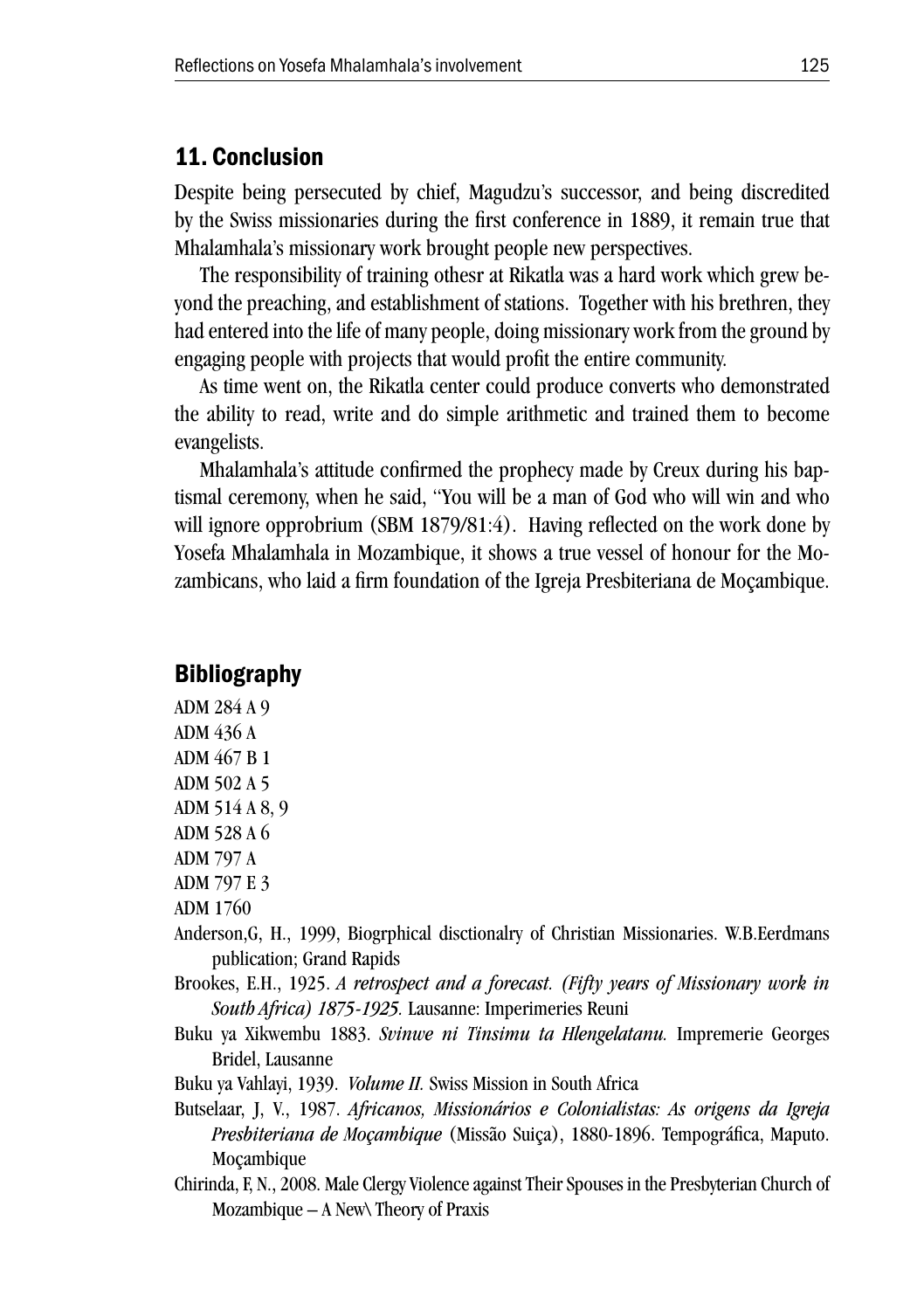## 11. Conclusion

Despite being persecuted by chief, Magudzu's successor, and being discredited by the Swiss missionaries during the first conference in 1889, it remain true that Mhalamhala's missionary work brought people new perspectives.

The responsibility of training othesr at Rikatla was a hard work which grew beyond the preaching, and establishment of stations. Together with his brethren, they had entered into the life of many people, doing missionary work from the ground by engaging people with projects that would profit the entire community.

As time went on, the Rikatla center could produce converts who demonstrated the ability to read, write and do simple arithmetic and trained them to become evangelists.

Mhalamhala's attitude confirmed the prophecy made by Creux during his baptismal ceremony, when he said, "You will be a man of God who will win and who will ignore opprobrium (SBM 1879/81:4). Having reflected on the work done by Yosefa Mhalamhala in Mozambique, it shows a true vessel of honour for the Mozambicans, who laid a firm foundation of the Igreja Presbiteriana de Moçambique.

## Bibliography

ADM 284 A 9

ADM 436 A

ADM 467 B 1

ADM 502 A 5

ADM 514 A 8, 9

ADM 528 A 6

ADM 797 A

ADM 797 E 3

ADM 1760

Anderson,G, H., 1999, Biogrphical disctionalry of Christian Missionaries. W.B.Eerdmans publication; Grand Rapids

Brookes, E.H., 1925. *A retrospect and a forecast. (Fifty years of Missionary work in South Africa) 1875-1925.* Lausanne: Imperimeries Reuni

Buku ya Xikwembu 1883. *Svinwe ni Tinsimu ta Hlengelatanu.* Impremerie Georges Bridel, Lausanne

Buku ya Vahlayi, 1939. *Volume II.* Swiss Mission in South Africa

Butselaar, J, V., 1987. *Africanos, Missionários e Colonialistas: As origens da Igreja Presbiteriana de Moçambique* (Missão Suiça), 1880-1896. Tempográfica, Maputo. Moçambique

Chirinda, F, N., 2008. Male Clergy Violence against Their Spouses in the Presbyterian Church of Mozambique – A New\ Theory of Praxis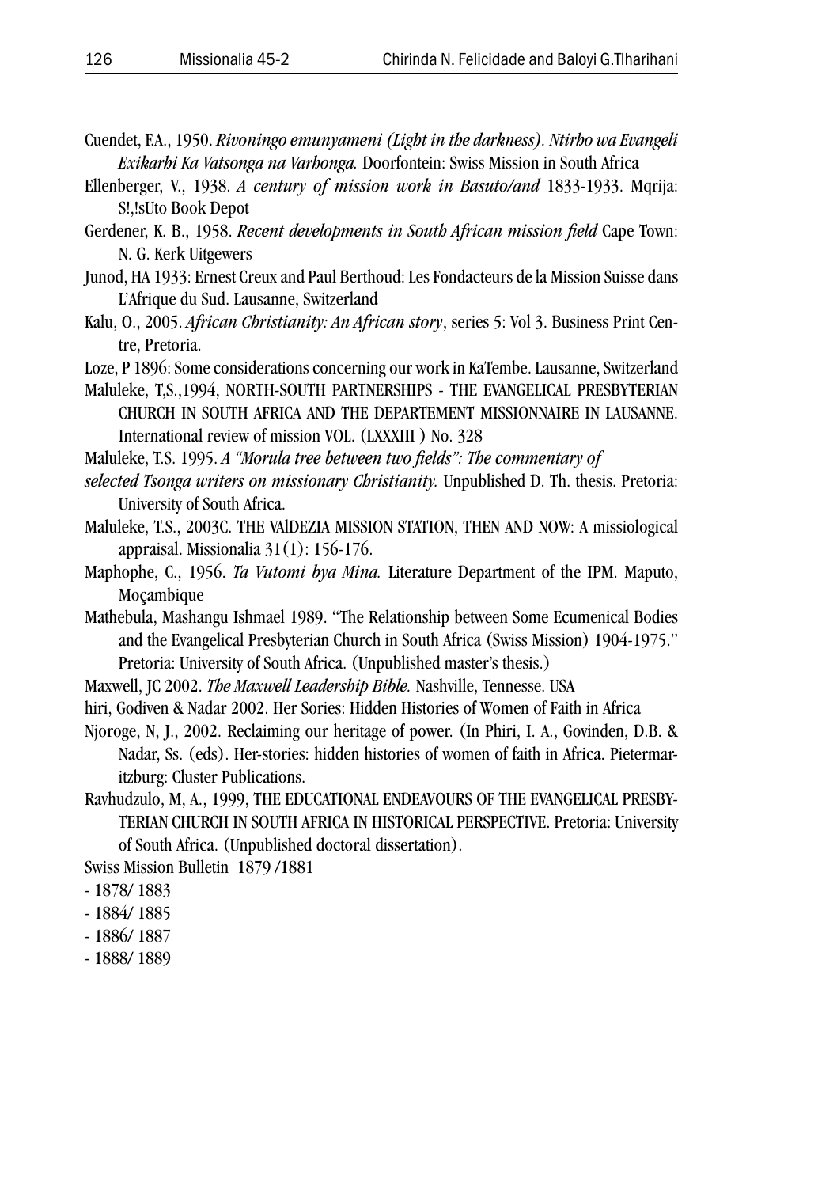Cuendet, F.A., 1950. *Rivoningo emunyameni (Light in the darkness). Ntirho wa Evangeli Exikarhi Ka Vatsonga na Varhonga.* Doorfontein: Swiss Mission in South Africa

Ellenberger, V., 1938. *A century of mission work in Basuto/and* 1833-1933. Mqrija: S!,!sUto Book Depot

Gerdener, K. B., 1958. *Recent developments in South African mission field* Cape Town: N. G. Kerk Uitgewers

Junod, HA 1933: Ernest Creux and Paul Berthoud: Les Fondacteurs de la Mission Suisse dans L'Afrique du Sud. Lausanne, Switzerland

Kalu, O., 2005. *African Christianity: An African story*, series 5: Vol 3. Business Print Centre, Pretoria.

Loze, P 1896: Some considerations concerning our work in KaTembe. Lausanne, Switzerland

Maluleke, T,S.,1994, NORTH-SOUTH PARTNERSHIPS - THE EVANGELICAL PRESBYTERIAN CHURCH IN SOUTH AFRICA AND THE DEPARTEMENT MISSIONNAIRE IN LAUSANNE. International review of mission VOL. (LXXXIII ) No. 328

Maluleke, T.S. 1995. *A "Morula tree between two fields": The commentary of*
*selected Tsonga writers on missionary Christianity.* Unpublished D. Th. thesis. Pretoria: University of South Africa.

Maluleke, T.S., 2003C. THE VAlDEZIA MISSION STATION, THEN AND NOW: A missiological appraisal. Missionalia 31(1): 156-176.

Maphophe, C., 1956. *Ta Vutomi bya Mina.* Literature Department of the IPM. Maputo, Moçambique

Mathebula, Mashangu Ishmael 1989. "The Relationship between Some Ecumenical Bodies and the Evangelical Presbyterian Church in South Africa (Swiss Mission) 1904-1975." Pretoria: University of South Africa. (Unpublished master's thesis.)

Maxwell, JC 2002. *The Maxwell Leadership Bible.* Nashville, Tennesse. USA

hiri, Godiven & Nadar 2002. Her Sories: Hidden Histories of Women of Faith in Africa

Njoroge, N, J., 2002. Reclaiming our heritage of power. (In Phiri, I. A., Govinden, D.B. & Nadar, Ss. (eds). Her-stories: hidden histories of women of faith in Africa. Pietermaritzburg: Cluster Publications.

Ravhudzulo, M, A., 1999, THE EDUCATIONAL ENDEAVOURS OF THE EVANGELICAL PRESBYTERIAN CHURCH IN SOUTH AFRICA IN HISTORICAL PERSPECTIVE. Pretoria: University of South Africa. (Unpublished doctoral dissertation).

Swiss Mission Bulletin 1879 /1881

- 1878/ 1883
- 1884/ 1885
- 1886/ 1887
- 1888/ 1889